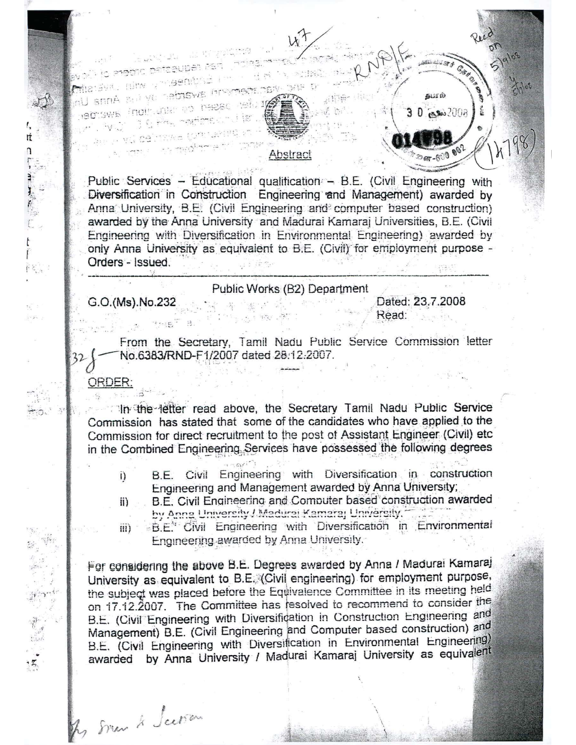## Abstract

Public Services – Educational qualification – B.E. (Civil Engineering with Diversification in Construction Engineering and Management) awarded by Anna University, B.E. (Civil Engineering and computer based construction) awarded by the Anna University and Madurai Kamaraj Universities, B.E. (Civil Engineering with Diversification in Environmental Engineering) awarded by only Anna University as equivalent to B.E. (Civil) for employment purpose - Orders - Issued.

---

Public Works (B2) Department

G.O.(Ms).No.232 Dated: 23.7.2008

Read:

From the Secretary, Tamil Nadu Public Service Commission letter No.6383/RND-F1/2007 dated 28.12.2007.

-----

ORDER:

In the letter read above, the Secretary Tamil Nadu Public Service Commission has stated that some of the candidates who have applied to the Commission for direct recruitment to the post of Assistant Engineer (Civil) etc in the Combined Engineering Services have possessed the following degrees

i) B.E. Civil Engineering with Diversification in construction Engineering and Management awarded by Anna University;
ii) B.E. Civil Engineering and Computer based construction awarded by Anna University / Madurai Kamaraj University.
iii) B.E. Civil Engineering with Diversification in Environmental Engineering awarded by Anna University.

For considering the above B.E. Degrees awarded by Anna / Madurai Kamaraj University as equivalent to B.E. (Civil engineering) for employment purpose, the subject was placed before the Equivalence Committee in its meeting held on 17.12.2007. The Committee has resolved to recommend to consider the B.E. (Civil Engineering with Diversification in Construction Engineering and Management) B.E. (Civil Engineering and Computer based construction) and B.E. (Civil Engineering with Diversification in Environmental Engineering) awarded by Anna University / Madurai Kamaraj University as equivalent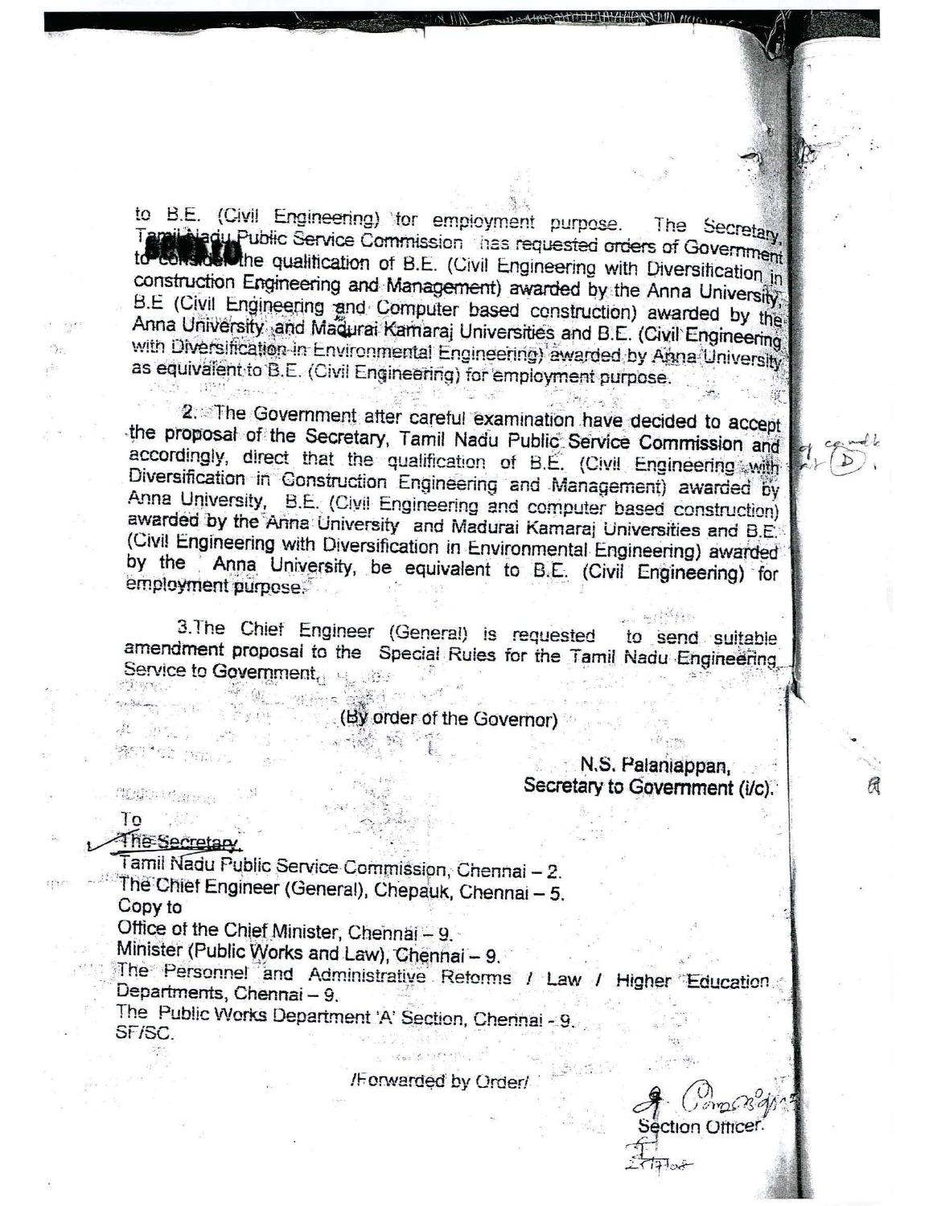to B.E. (Civil Engineering) for employment purpose. The Secretary, Tamil Nadu Public Service Commission has requested orders of Government to consider the qualification of B.E. (Civil Engineering with Diversification in construction Engineering and Management) awarded by the Anna University, B.E (Civil Engineering and Computer based construction) awarded by the Anna University and Madurai Kamaraj Universities and B.E. (Civil Engineering with Diversification in Environmental Engineering) awarded by Anna University as equivalent to B.E. (Civil Engineering) for employment purpose.

2. The Government after careful examination have decided to accept the proposal of the Secretary, Tamil Nadu Public Service Commission and accordingly, direct that the qualification of B.E. (Civil Engineering with Diversification in Construction Engineering and Management) awarded by Anna University, B.E. (Civil Engineering and computer based construction) awarded by the Anna University and Madurai Kamaraj Universities and B.E. (Civil Engineering with Diversification in Environmental Engineering) awarded by the Anna University, be equivalent to B.E. (Civil Engineering) for employment purpose.

3. The Chief Engineer (General) is requested to send suitable amendment proposal to the Special Rules for the Tamil Nadu Engineering Service to Government.

(By order of the Governor)

N.S. Palaniappan,
Secretary to Government (i/c).

To
The Secretary,
Tamil Nadu Public Service Commission, Chennai – 2.
The Chief Engineer (General), Chepauk, Chennai – 5.
Copy to
Office of the Chief Minister, Chennai – 9.
Minister (Public Works and Law), Chennai – 9.
The Personnel and Administrative Reforms / Law / Higher Education Departments, Chennai – 9.
The Public Works Department 'A' Section, Chennai - 9.
SF/SC.

/Forwarded by Order/

Section Officer.